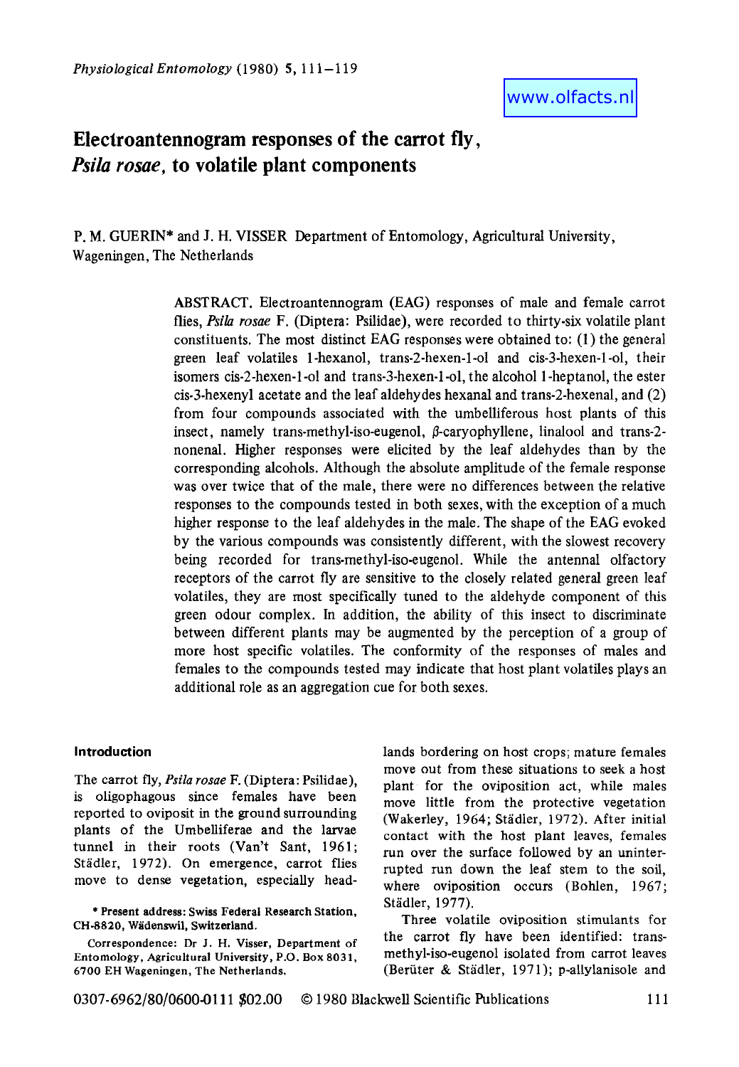# Electroantennogram responses of the carrot fly, *Psila rosae*, to volatile plant components

P. M. GUERIN* and J. H. VISSER Department of Entomology, Agricultural University, Wageningen, The Netherlands

ABSTRACT. Electroantennogram (EAG) responses of male and female carrot flies, *Psila rosae* F. (Diptera: Psilidae), were recorded to thirty-six volatile plant constituents. The most distinct EAG responses were obtained to: (1) the general green leaf volatiles 1-hexanol, trans-2-hexen-1-ol and cis-3-hexen-1-ol, their isomers cis-2-hexen-1-ol and trans-3-hexen-1-ol, the alcohol 1-heptanol, the ester cis-3-hexenyl acetate and the leaf aldehydes hexanal and trans-2-hexenal, and (2) from four compounds associated with the umbelliferous host plants of this insect, namely trans-methyl-iso-eugenol, β-caryophyllene, linalool and trans-2-nonenal. Higher responses were elicited by the leaf aldehydes than by the corresponding alcohols. Although the absolute amplitude of the female response was over twice that of the male, there were no differences between the relative responses to the compounds tested in both sexes, with the exception of a much higher response to the leaf aldehydes in the male. The shape of the EAG evoked by the various compounds was consistently different, with the slowest recovery being recorded for trans-methyl-iso-eugenol. While the antennal olfactory receptors of the carrot fly are sensitive to the closely related general green leaf volatiles, they are most specifically tuned to the aldehyde component of this green odour complex. In addition, the ability of this insect to discriminate between different plants may be augmented by the perception of a group of more host specific volatiles. The conformity of the responses of males and females to the compounds tested may indicate that host plant volatiles plays an additional role as an aggregation cue for both sexes.

## Introduction

The carrot fly, *Psila rosae* F. (Diptera: Psilidae), is oligophagous since females have been reported to oviposit in the ground surrounding plants of the Umbelliferae and the larvae tunnel in their roots (Van't Sant, 1961; Städler, 1972). On emergence, carrot flies move to dense vegetation, especially headlands bordering on host crops; mature females move out from these situations to seek a host plant for the oviposition act, while males move little from the protective vegetation (Wakerley, 1964; Städler, 1972). After initial contact with the host plant leaves, females run over the surface followed by an uninterrupted run down the leaf stem to the soil, where oviposition occurs (Bohlen, 1967; Städler, 1977).

Three volatile oviposition stimulants for the carrot fly have been identified: trans-methyl-iso-eugenol isolated from carrot leaves (Berüter & Städler, 1971); p-allylanisole and

\* Present address: Swiss Federal Research Station, CH-8820, Wädenswil, Switzerland.

Correspondence: Dr J. H. Visser, Department of Entomology, Agricultural University, P.O. Box 8031, 6700 EH Wageningen, The Netherlands.

0307-6962/80/0600-0111 $02.00 © 1980 Blackwell Scientific Publications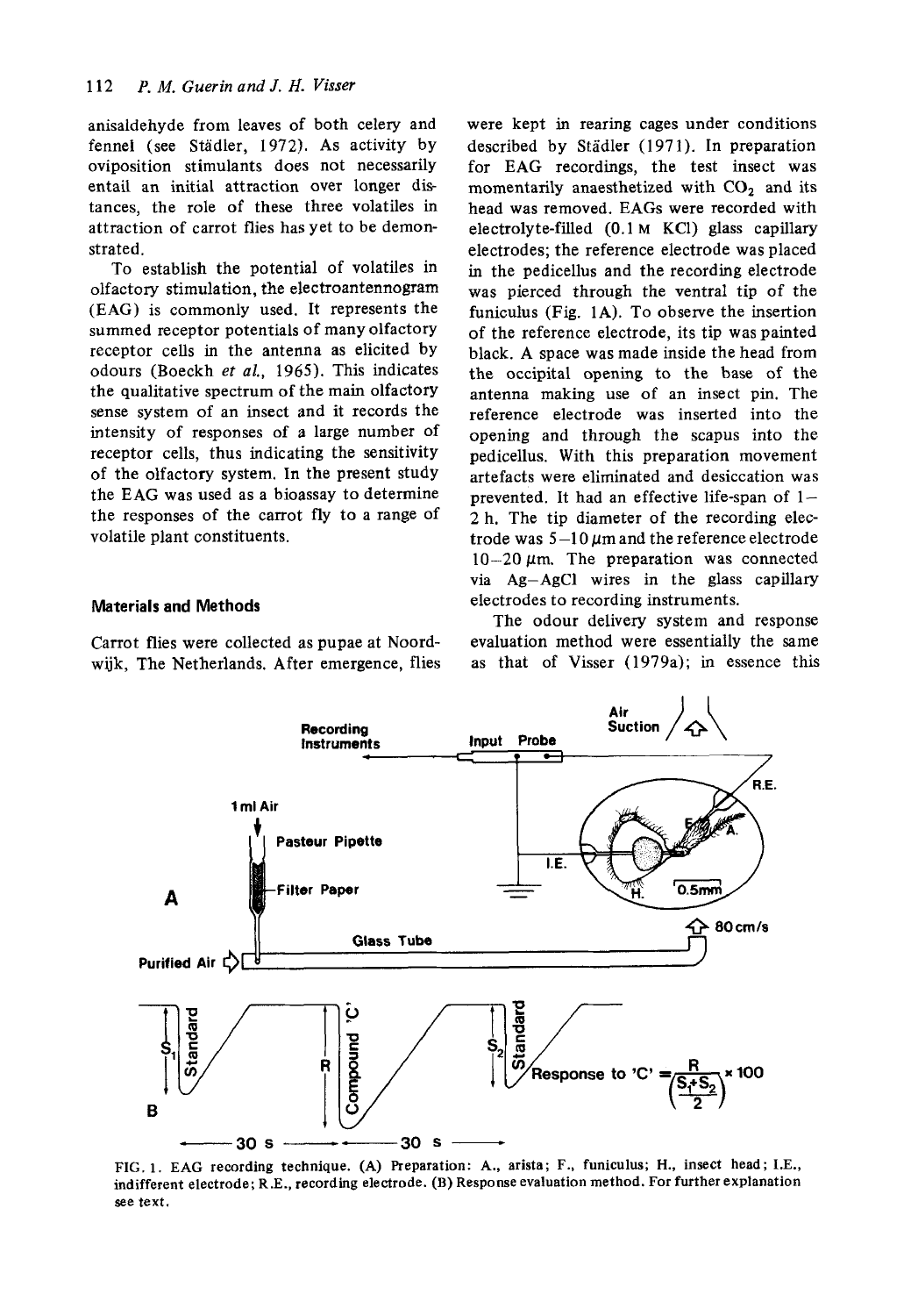anisaldehyde from leaves of both celery and fennel (see Städler, 1972). As activity by oviposition stimulants does not necessarily entail an initial attraction over longer distances, the role of these three volatiles in attraction of carrot flies has yet to be demonstrated.

To establish the potential of volatiles in olfactory stimulation, the electroantennogram (EAG) is commonly used. It represents the summed receptor potentials of many olfactory receptor cells in the antenna as elicited by odours (Boeckh *et al.*, 1965). This indicates the qualitative spectrum of the main olfactory sense system of an insect and it records the intensity of responses of a large number of receptor cells, thus indicating the sensitivity of the olfactory system. In the present study the EAG was used as a bioassay to determine the responses of the carrot fly to a range of volatile plant constituents.

## Materials and Methods

Carrot flies were collected as pupae at Noordwijk, The Netherlands. After emergence, flies were kept in rearing cages under conditions described by Städler (1971). In preparation for EAG recordings, the test insect was momentarily anaesthetized with $CO_2$ and its head was removed. EAGs were recorded with electrolyte-filled (0.1 M KCl) glass capillary electrodes; the reference electrode was placed in the pedicellus and the recording electrode was pierced through the ventral tip of the funiculus (Fig. 1A). To observe the insertion of the reference electrode, its tip was painted black. A space was made inside the head from the occipital opening to the base of the antenna making use of an insect pin. The reference electrode was inserted into the opening and through the scapus into the pedicellus. With this preparation movement artefacts were eliminated and desiccation was prevented. It had an effective life-span of 1–2 h. The tip diameter of the recording electrode was 5–10 μm and the reference electrode 10–20 μm. The preparation was connected via Ag–AgCl wires in the glass capillary electrodes to recording instruments.

The odour delivery system and response evaluation method were essentially the same as that of Visser (1979a); in essence this

Recording Instruments | Input Probe | Air Suction | 1 ml Air | Pasteur Pipette | Filter Paper | Glass Tube | Purified Air | I.E. | R.E. | F. | A. | H. | 0.5mm | 80 cm/s

Standard $S_1$ | Compound 'C' R | Standard $S_2$ | 30 s | 30 s

$$\text{Response to 'C'} = \frac{R}{\left(\frac{S_1+S_2}{2}\right)} \times 100$$

FIG. 1. EAG recording technique. (A) Preparation: A., arista; F., funiculus; H., insect head; I.E., indifferent electrode; R.E., recording electrode. (B) Response evaluation method. For further explanation see text.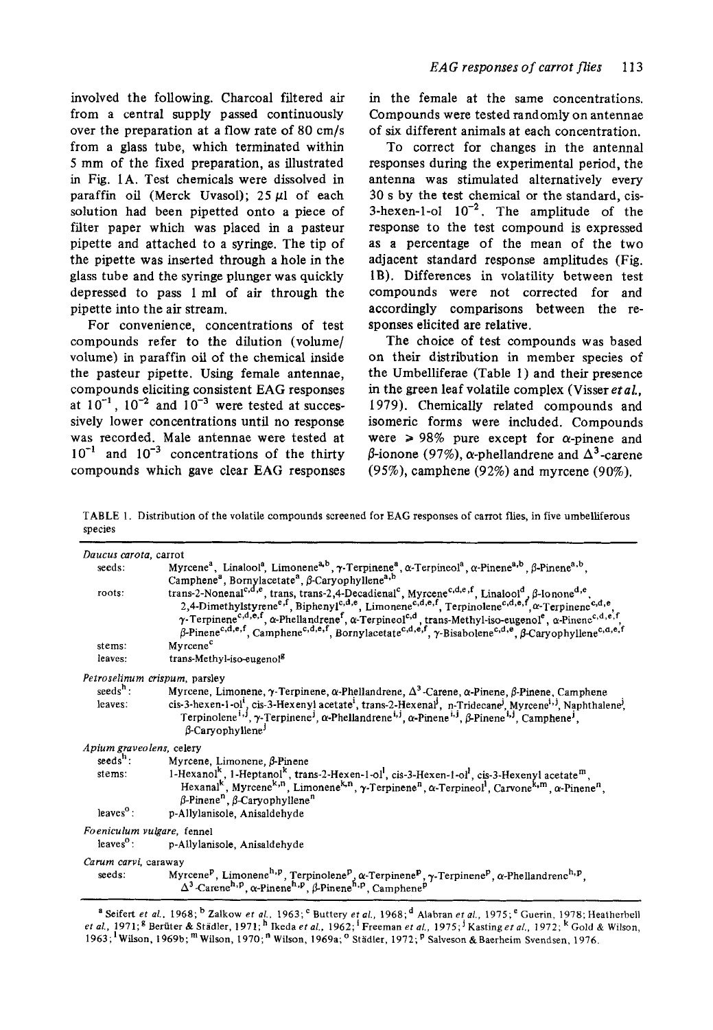involved the following. Charcoal filtered air from a central supply passed continuously over the preparation at a flow rate of 80 cm/s from a glass tube, which terminated within 5 mm of the fixed preparation, as illustrated in Fig. 1A. Test chemicals were dissolved in paraffin oil (Merck Uvasol); 25 μl of each solution had been pipetted onto a piece of filter paper which was placed in a pasteur pipette and attached to a syringe. The tip of the pipette was inserted through a hole in the glass tube and the syringe plunger was quickly depressed to pass 1 ml of air through the pipette into the air stream.

For convenience, concentrations of test compounds refer to the dilution (volume/volume) in paraffin oil of the chemical inside the pasteur pipette. Using female antennae, compounds eliciting consistent EAG responses at $10^{-1}$, $10^{-2}$ and $10^{-3}$ were tested at successively lower concentrations until no response was recorded. Male antennae were tested at $10^{-1}$ and $10^{-3}$ concentrations of the thirty compounds which gave clear EAG responses in the female at the same concentrations. Compounds were tested randomly on antennae of six different animals at each concentration.

To correct for changes in the antennal responses during the experimental period, the antenna was stimulated alternatively every 30 s by the test chemical or the standard, cis-3-hexen-1-ol $10^{-2}$. The amplitude of the response to the test compound is expressed as a percentage of the mean of the two adjacent standard response amplitudes (Fig. 1B). Differences in volatility between test compounds were not corrected for and accordingly comparisons between the responses elicited are relative.

The choice of test compounds was based on their distribution in member species of the Umbelliferae (Table 1) and their presence in the green leaf volatile complex (Visser *et al.*, 1979). Chemically related compounds and isomeric forms were included. Compounds were ≥ 98% pure except for α-pinene and β-ionone (97%), α-phellandrene and $\Delta^3$-carene (95%), camphene (92%) and myrcene (90%).

TABLE 1. Distribution of the volatile compounds screened for EAG responses of carrot flies, in five umbelliferous species

| | |
|---|---|
| ***Daucus carota*, carrot** | |
| seeds: | Myrcene[a], Linalool[a], Limonene[a,b], γ-Terpinene[a], α-Terpineol[a], α-Pinene[a,b], β-Pinene[a,b], Camphene[a], Bornylacetate[a], β-Caryophyllene[a,b] |
| roots: | trans-2-Nonenal[c,d,e], trans, trans-2,4-Decadienal[c], Myrcene[c,d,e,f], Linalool[d], β-Ionone[d,e], 2,4-Dimethylstyrene[e,f], Biphenyl[c,d,e], Limonene[c,d,e,f], Terpinolene[c,d,e,f], α-Terpinene[c,d,e], γ-Terpinene[c,d,e,f], α-Phellandrene[f], α-Terpineol[c,d], trans-Methyl-iso-eugenol[e], α-Pinene[c,d,e,f], β-Pinene[c,d,e,f], Camphene[c,d,e,f], Bornylacetate[c,d,e,f], γ-Bisabolene[c,d,e], β-Caryophyllene[c,d,e,f] |
| stems: | Myrcene[c] |
| leaves: | trans-Methyl-iso-eugenol[g] |
| ***Petroselinum crispum*, parsley** | |
| seeds[h]: | Myrcene, Limonene, γ-Terpinene, α-Phellandrene, $\Delta^3$-Carene, α-Pinene, β-Pinene, Camphene |
| leaves: | cis-3-hexen-1-ol[i], cis-3-Hexenyl acetate[i], trans-2-Hexenal[j], n-Tridecane[j], Myrcene[i,j], Naphthalene[j], Terpinolene[i,j], γ-Terpinene[j], α-Phellandrene[i,j], α-Pinene[i,j], β-Pinene[i,j], Camphene[j], β-Caryophyllene[j] |
| ***Apium graveolens*, celery** | |
| seeds[h]: | Myrcene, Limonene, β-Pinene |
| stems: | 1-Hexanol[k], 1-Heptanol[k], trans-2-Hexen-1-ol[l], cis-3-Hexen-1-ol[l], cis-3-Hexenyl acetate[m], Hexanal[k], Myrcene[k,n], Limonene[k,n], γ-Terpinene[n], α-Terpineol[l], Carvone[k,m], α-Pinene[n], β-Pinene[n], β-Caryophyllene[n] |
| leaves[o]: | p-Allylanisole, Anisaldehyde |
| ***Foeniculum vulgare*, fennel** | |
| leaves[o]: | p-Allylanisole, Anisaldehyde |
| ***Carum carvi*, caraway** | |
| seeds: | Myrcene[p], Limonene[h,p], Terpinolene[p], α-Terpinene[p], γ-Terpinene[p], α-Phellandrene[h,p], $\Delta^3$-Carene[h,p], α-Pinene[h,p], β-Pinene[h,p], Camphene[p] |

[a] Seifert *et al.*, 1968; [b] Zalkow *et al.*, 1963; [c] Buttery *et al.*, 1968; [d] Alabran *et al.*, 1975; [e] Guerin, 1978; Heatherbell *et al.*, 1971; [g] Berüter & Städler, 1971; [h] Ikeda *et al.*, 1962; [i] Freeman *et al.*, 1975; [j] Kasting *et al.*, 1972; [k] Gold & Wilson, 1963; [l] Wilson, 1969b; [m] Wilson, 1970; [n] Wilson, 1969a; [o] Städler, 1972; [p] Salveson & Baerheim Svendsen, 1976.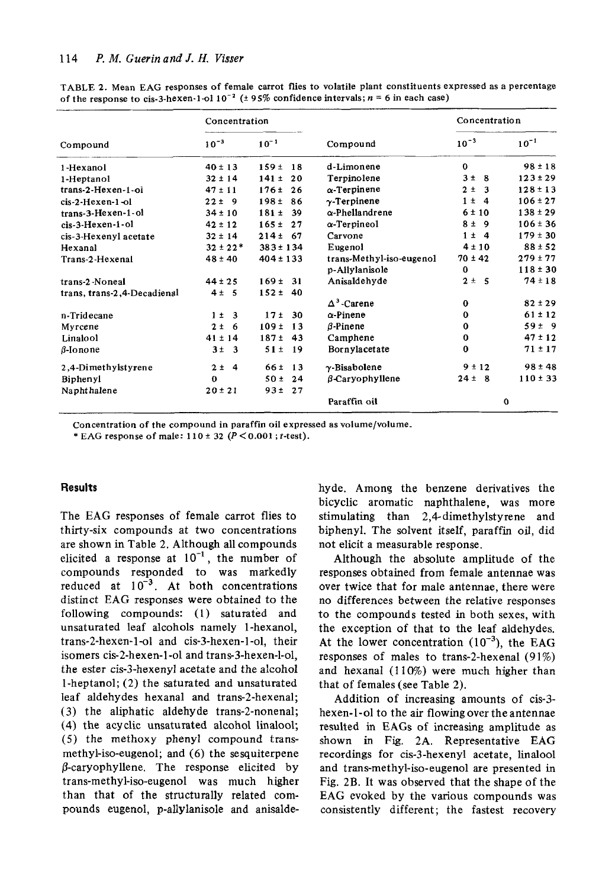TABLE 2. Mean EAG responses of female carrot flies to volatile plant constituents expressed as a percentage of the response to cis-3-hexen-1-ol $10^{-2}$ (± 95% confidence intervals; $n$ = 6 in each case)

| Compound | Concentration $10^{-3}$ | $10^{-1}$ | Compound | Concentration $10^{-3}$ | $10^{-1}$ |
|---|---|---|---|---|---|
| 1-Hexanol | 40 ± 13 | 159 ± 18 | d-Limonene | 0 | 98 ± 18 |
| 1-Heptanol | 32 ± 14 | 141 ± 20 | Terpinolene | 3 ± 8 | 123 ± 29 |
| trans-2-Hexen-1-ol | 47 ± 11 | 176 ± 26 | α-Terpinene | 2 ± 3 | 128 ± 13 |
| cis-2-Hexen-1-ol | 22 ± 9 | 198 ± 86 | γ-Terpinene | 1 ± 4 | 106 ± 27 |
| trans-3-Hexen-1-ol | 34 ± 10 | 181 ± 39 | α-Phellandrene | 6 ± 10 | 138 ± 29 |
| cis-3-Hexen-1-ol | 42 ± 12 | 165 ± 27 | α-Terpineol | 8 ± 9 | 106 ± 36 |
| cis-3-Hexenyl acetate | 32 ± 14 | 214 ± 67 | Carvone | 1 ± 4 | 179 ± 30 |
| Hexanal | 32 ± 22* | 383 ± 134 | Eugenol | 4 ± 10 | 88 ± 52 |
| Trans-2-Hexenal | 48 ± 40 | 404 ± 133 | trans-Methyl-iso-eugenol | 70 ± 42 | 279 ± 77 |
| | | | p-Allylanisole | 0 | 118 ± 30 |
| trans-2-Noneal | 44 ± 25 | 169 ± 31 | Anisaldehyde | 2 ± 5 | 74 ± 18 |
| trans, trans-2,4-Decadienal | 4 ± 5 | 152 ± 40 | | | |
| | | | $\Delta^3$-Carene | 0 | 82 ± 29 |
| n-Tridecane | 1 ± 3 | 17 ± 30 | α-Pinene | 0 | 61 ± 12 |
| Myrcene | 2 ± 6 | 109 ± 13 | β-Pinene | 0 | 59 ± 9 |
| Linalool | 41 ± 14 | 187 ± 43 | Camphene | 0 | 47 ± 12 |
| β-Ionone | 3 ± 3 | 51 ± 19 | Bornylacetate | 0 | 71 ± 17 |
| 2,4-Dimethylstyrene | 2 ± 4 | 66 ± 13 | γ-Bisabolene | 9 ± 12 | 98 ± 48 |
| Biphenyl | 0 | 50 ± 24 | β-Caryophyllene | 24 ± 8 | 110 ± 33 |
| Naphthalene | 20 ± 21 | 93 ± 27 | | | |
| | | | Paraffin oil | 0 | |

Concentration of the compound in paraffin oil expressed as volume/volume.
* EAG response of male: 110 ± 32 ($P < 0.001$; $t$-test).

## Results

The EAG responses of female carrot flies to thirty-six compounds at two concentrations are shown in Table 2. Although all compounds elicited a response at $10^{-1}$, the number of compounds responded to was markedly reduced at $10^{-3}$. At both concentrations distinct EAG responses were obtained to the following compounds: (1) saturated and unsaturated leaf alcohols namely 1-hexanol, trans-2-hexen-1-ol and cis-3-hexen-1-ol, their isomers cis-2-hexen-1-ol and trans-3-hexen-l-ol, the ester cis-3-hexenyl acetate and the alcohol 1-heptanol; (2) the saturated and unsaturated leaf aldehydes hexanal and trans-2-hexenal; (3) the aliphatic aldehyde trans-2-nonenal; (4) the acyclic unsaturated alcohol linalool; (5) the methoxy phenyl compound trans-methyl-iso-eugenol; and (6) the sesquiterpene β-caryophyllene. The response elicited by trans-methyl-iso-eugenol was much higher than that of the structurally related compounds eugenol, p-allylanisole and anisaldehyde. Among the benzene derivatives the bicyclic aromatic naphthalene, was more stimulating than 2,4-dimethylstyrene and biphenyl. The solvent itself, paraffin oil, did not elicit a measurable response.

Although the absolute amplitude of the responses obtained from female antennae was over twice that for male antennae, there were no differences between the relative responses to the compounds tested in both sexes, with the exception of that to the leaf aldehydes. At the lower concentration ($10^{-3}$), the EAG responses of males to trans-2-hexenal (91%) and hexanal (110%) were much higher than that of females (see Table 2).

Addition of increasing amounts of cis-3-hexen-1-ol to the air flowing over the antennae resulted in EAGs of increasing amplitude as shown in Fig. 2A. Representative EAG recordings for cis-3-hexenyl acetate, linalool and trans-methyl-iso-eugenol are presented in Fig. 2B. It was observed that the shape of the EAG evoked by the various compounds was consistently different; the fastest recovery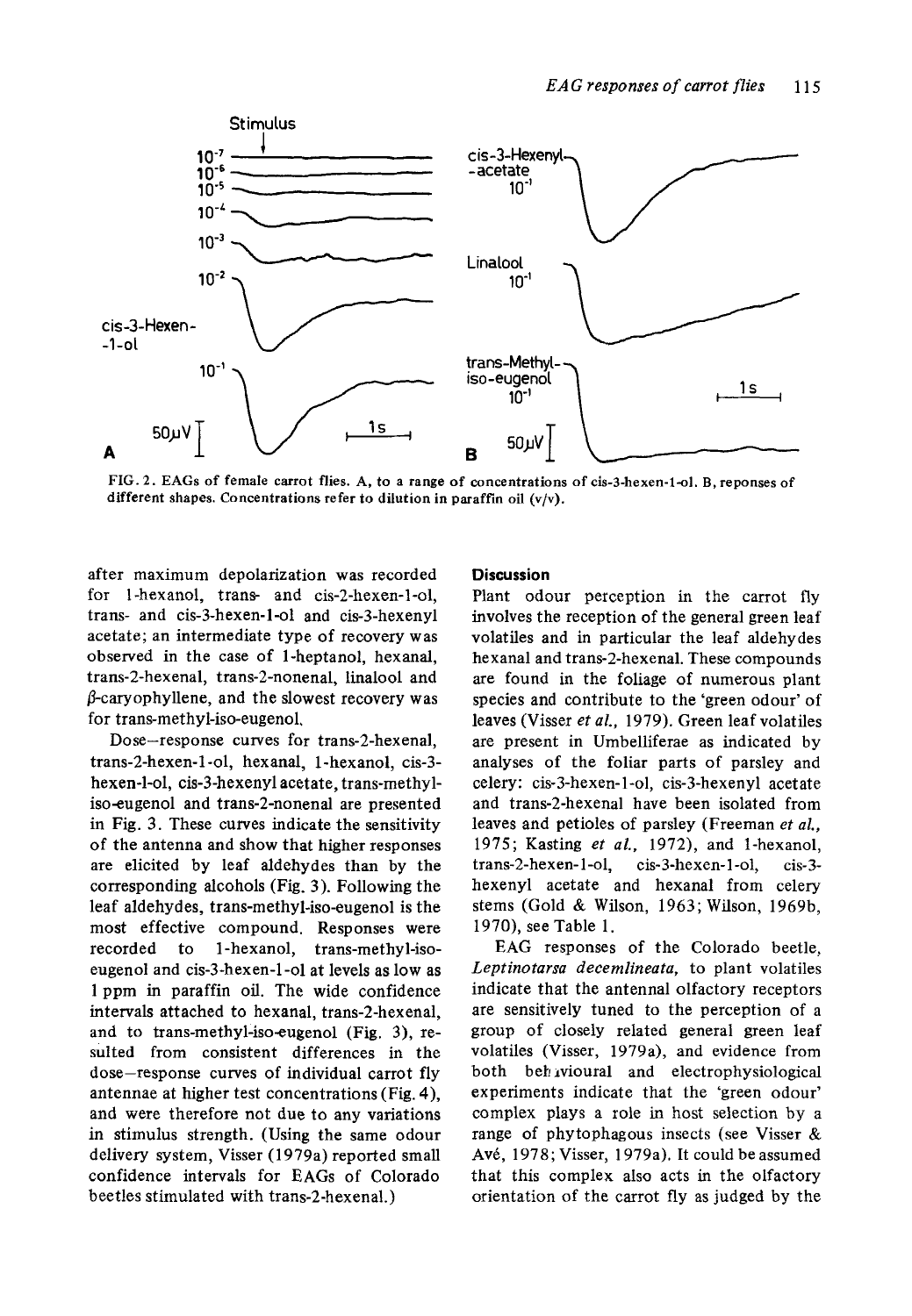FIG. 2. EAGs of female carrot flies. A, to a range of concentrations of cis-3-hexen-1-ol. B, reponses of different shapes. Concentrations refer to dilution in paraffin oil (v/v).

after maximum depolarization was recorded for 1-hexanol, trans- and cis-2-hexen-1-ol, trans- and cis-3-hexen-1-ol and cis-3-hexenyl acetate; an intermediate type of recovery was observed in the case of 1-heptanol, hexanal, trans-2-hexenal, trans-2-nonenal, linalool and β-caryophyllene, and the slowest recovery was for trans-methyl-iso-eugenol.

Dose–response curves for trans-2-hexenal, trans-2-hexen-1-ol, hexanal, 1-hexanol, cis-3-hexen-1-ol, cis-3-hexenyl acetate, trans-methyl-iso-eugenol and trans-2-nonenal are presented in Fig. 3. These curves indicate the sensitivity of the antenna and show that higher responses are elicited by leaf aldehydes than by the corresponding alcohols (Fig. 3). Following the leaf aldehydes, trans-methyl-iso-eugenol is the most effective compound. Responses were recorded to 1-hexanol, trans-methyl-iso-eugenol and cis-3-hexen-1-ol at levels as low as 1 ppm in paraffin oil. The wide confidence intervals attached to hexanal, trans-2-hexenal, and to trans-methyl-iso-eugenol (Fig. 3), resulted from consistent differences in the dose–response curves of individual carrot fly antennae at higher test concentrations (Fig. 4), and were therefore not due to any variations in stimulus strength. (Using the same odour delivery system, Visser (1979a) reported small confidence intervals for EAGs of Colorado beetles stimulated with trans-2-hexenal.)

## Discussion

Plant odour perception in the carrot fly involves the reception of the general green leaf volatiles and in particular the leaf aldehydes hexanal and trans-2-hexenal. These compounds are found in the foliage of numerous plant species and contribute to the 'green odour' of leaves (Visser *et al.*, 1979). Green leaf volatiles are present in Umbelliferae as indicated by analyses of the foliar parts of parsley and celery: cis-3-hexen-1-ol, cis-3-hexenyl acetate and trans-2-hexenal have been isolated from leaves and petioles of parsley (Freeman *et al.*, 1975; Kasting *et al.*, 1972), and 1-hexanol, trans-2-hexen-1-ol, cis-3-hexen-1-ol, cis-3-hexenyl acetate and hexanal from celery stems (Gold & Wilson, 1963; Wilson, 1969b, 1970), see Table 1.

EAG responses of the Colorado beetle, *Leptinotarsa decemlineata*, to plant volatiles indicate that the antennal olfactory receptors are sensitively tuned to the perception of a group of closely related general green leaf volatiles (Visser, 1979a), and evidence from both behavioural and electrophysiological experiments indicate that the 'green odour' complex plays a role in host selection by a range of phytophagous insects (see Visser & Avé, 1978; Visser, 1979a). It could be assumed that this complex also acts in the olfactory orientation of the carrot fly as judged by the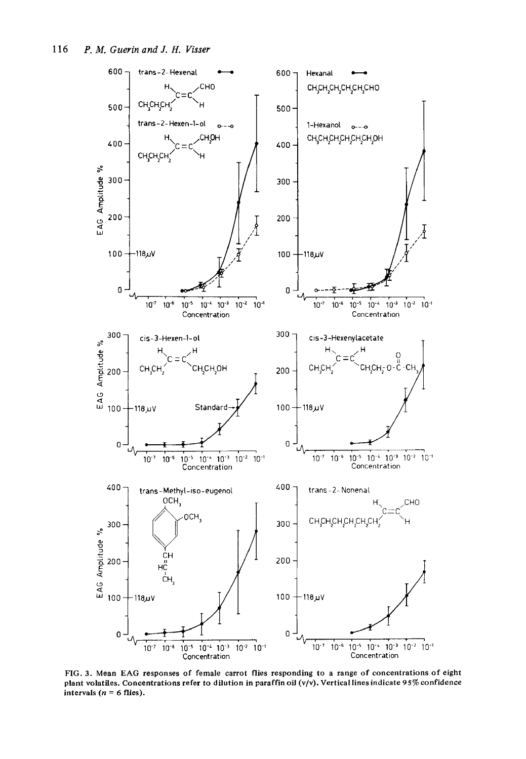FIG. 3. Mean EAG responses of female carrot flies responding to a range of concentrations of eight plant volatiles. Concentrations refer to dilution in paraffin oil (v/v). Vertical lines indicate 95% confidence intervals ($n$ = 6 flies).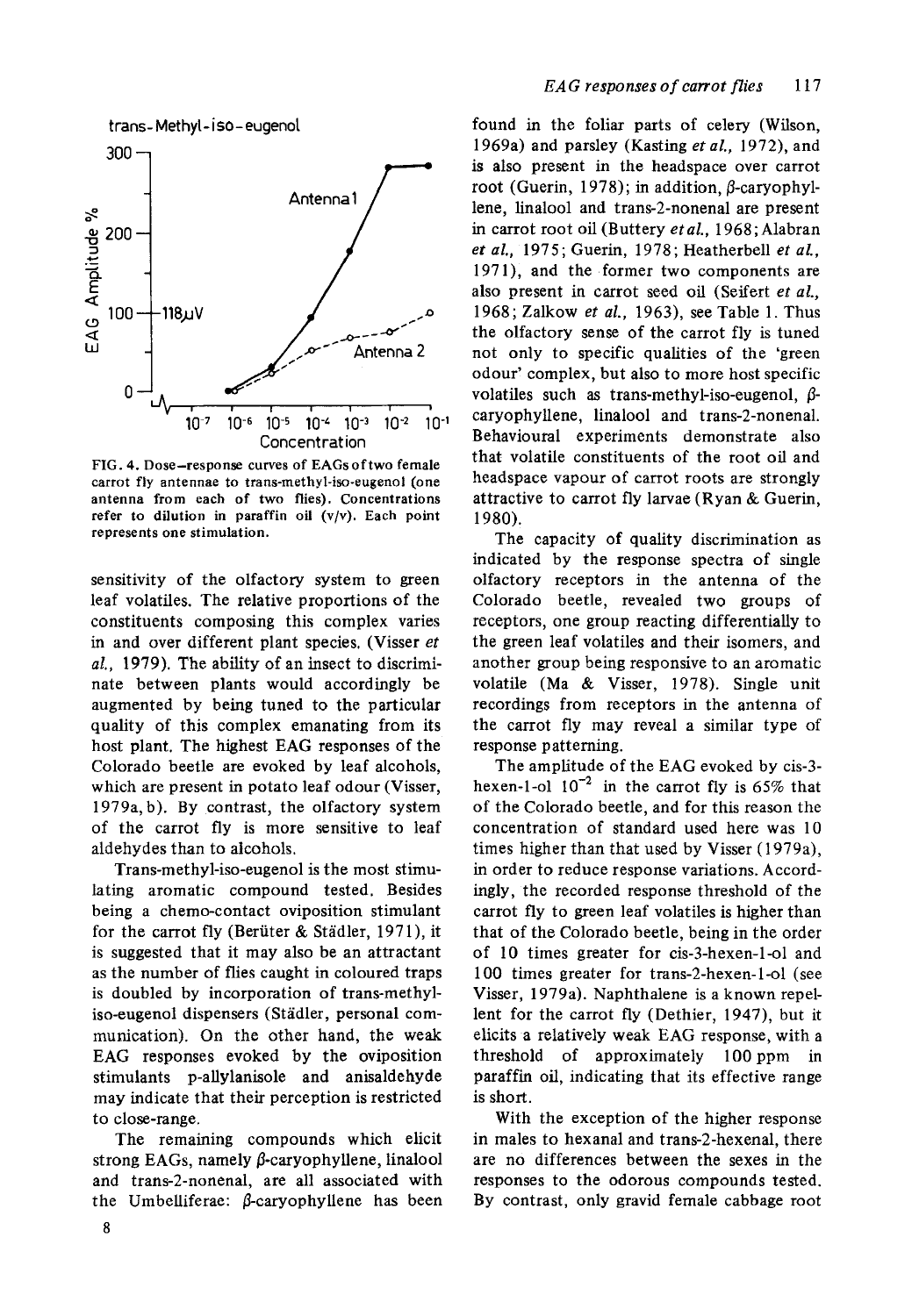FIG. 4. Dose–response curves of EAGs of two female carrot fly antennae to trans-methyl-iso-eugenol (one antenna from each of two flies). Concentrations refer to dilution in paraffin oil (v/v). Each point represents one stimulation.

sensitivity of the olfactory system to green leaf volatiles. The relative proportions of the constituents composing this complex varies in and over different plant species. (Visser *et al.*, 1979). The ability of an insect to discriminate between plants would accordingly be augmented by being tuned to the particular quality of this complex emanating from its host plant. The highest EAG responses of the Colorado beetle are evoked by leaf alcohols, which are present in potato leaf odour (Visser, 1979a, b). By contrast, the olfactory system of the carrot fly is more sensitive to leaf aldehydes than to alcohols.

Trans-methyl-iso-eugenol is the most stimulating aromatic compound tested. Besides being a chemo-contact oviposition stimulant for the carrot fly (Berüter & Städler, 1971), it is suggested that it may also be an attractant as the number of flies caught in coloured traps is doubled by incorporation of trans-methyl-iso-eugenol dispensers (Städler, personal communication). On the other hand, the weak EAG responses evoked by the oviposition stimulants p-allylanisole and anisaldehyde may indicate that their perception is restricted to close-range.

The remaining compounds which elicit strong EAGs, namely β-caryophyllene, linalool and trans-2-nonenal, are all associated with the Umbelliferae: β-caryophyllene has been found in the foliar parts of celery (Wilson, 1969a) and parsley (Kasting *et al.*, 1972), and is also present in the headspace over carrot root (Guerin, 1978); in addition, β-caryophyllene, linalool and trans-2-nonenal are present in carrot root oil (Buttery *et al.*, 1968; Alabran *et al.*, 1975; Guerin, 1978; Heatherbell *et al.*, 1971), and the former two components are also present in carrot seed oil (Seifert *et al.*, 1968; Zalkow *et al.*, 1963), see Table 1. Thus the olfactory sense of the carrot fly is tuned not only to specific qualities of the 'green odour' complex, but also to more host specific volatiles such as trans-methyl-iso-eugenol, β-caryophyllene, linalool and trans-2-nonenal. Behavioural experiments demonstrate also that volatile constituents of the root oil and headspace vapour of carrot roots are strongly attractive to carrot fly larvae (Ryan & Guerin, 1980).

The capacity of quality discrimination as indicated by the response spectra of single olfactory receptors in the antenna of the Colorado beetle, revealed two groups of receptors, one group reacting differentially to the green leaf volatiles and their isomers, and another group being responsive to an aromatic volatile (Ma & Visser, 1978). Single unit recordings from receptors in the antenna of the carrot fly may reveal a similar type of response patterning.

The amplitude of the EAG evoked by cis-3-hexen-1-ol $10^{-2}$ in the carrot fly is 65% that of the Colorado beetle, and for this reason the concentration of standard used here was 10 times higher than that used by Visser (1979a), in order to reduce response variations. Accordingly, the recorded response threshold of the carrot fly to green leaf volatiles is higher than that of the Colorado beetle, being in the order of 10 times greater for cis-3-hexen-1-ol and 100 times greater for trans-2-hexen-1-ol (see Visser, 1979a). Naphthalene is a known repellent for the carrot fly (Dethier, 1947), but it elicits a relatively weak EAG response, with a threshold of approximately 100 ppm in paraffin oil, indicating that its effective range is short.

With the exception of the higher response in males to hexanal and trans-2-hexenal, there are no differences between the sexes in the responses to the odorous compounds tested. By contrast, only gravid female cabbage root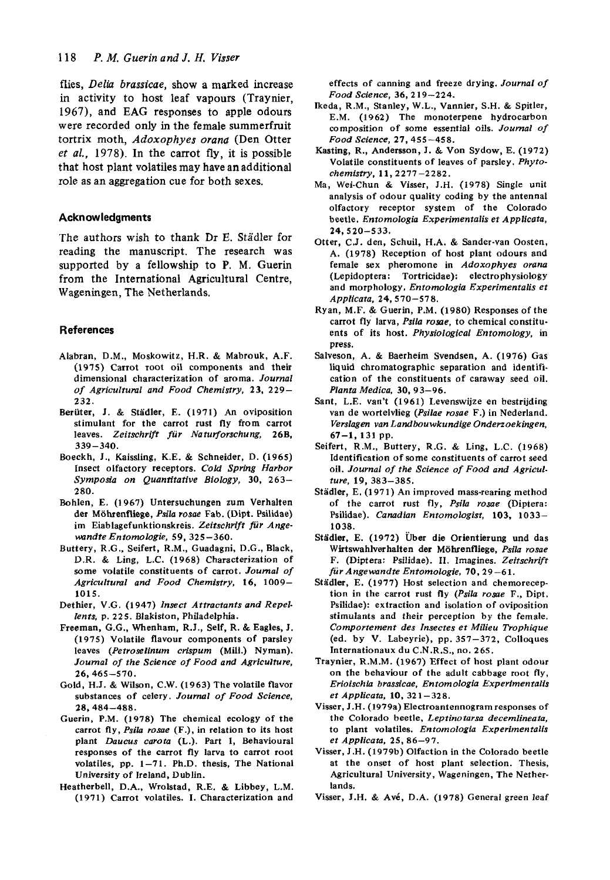flies, *Delia brassicae*, show a marked increase in activity to host leaf vapours (Traynier, 1967), and EAG responses to apple odours were recorded only in the female summerfruit tortrix moth, *Adoxophyes orana* (Den Otter *et al.*, 1978). In the carrot fly, it is possible that host plant volatiles may have an additional role as an aggregation cue for both sexes.

## Acknowledgments

The authors wish to thank Dr E. Städler for reading the manuscript. The research was supported by a fellowship to P. M. Guerin from the International Agricultural Centre, Wageningen, The Netherlands.

## References

Alabran, D.M., Moskowitz, H.R. & Mabrouk, A.F. (1975) Carrot root oil components and their dimensional characterization of aroma. *Journal of Agricultural and Food Chemistry*, **23**, 229–232.

Berüter, J. & Städler, E. (1971) An oviposition stimulant for the carrot rust fly from carrot leaves. *Zeitschrift für Naturforschung*, **26B**, 339–340.

Boeckh, J., Kaissling, K.E. & Schneider, D. (1965) Insect olfactory receptors. *Cold Spring Harbor Symposia on Quantitative Biology*, **30**, 263–280.

Bohlen, E. (1967) Untersuchungen zum Verhalten der Möhrenfliege, *Psila rosae* Fab. (Dipt. Psilidae) im Eiablagefunktionskreis. *Zeitschrift für Angewandte Entomologie*, **59**, 325–360.

Buttery, R.G., Seifert, R.M., Guadagni, D.G., Black, D.R. & Ling, L.C. (1968) Characterization of some volatile constituents of carrot. *Journal of Agricultural and Food Chemistry*, **16**, 1009–1015.

Dethier, V.G. (1947) *Insect Attractants and Repellents*, p. 225. Blakiston, Philadelphia.

Freeman, G.G., Whenham, R.J., Self, R. & Eagles, J. (1975) Volatile flavour components of parsley leaves (*Petroselinum crispum* (Mill.) Nyman). *Journal of the Science of Food and Agriculture*, **26**, 465–570.

Gold, H.J. & Wilson, C.W. (1963) The volatile flavor substances of celery. *Journal of Food Science*, **28**, 484–488.

Guerin, P.M. (1978) The chemical ecology of the carrot fly, *Psila rosae* (F.), in relation to its host plant *Daucus carota* (L.). Part I, Behavioural responses of the carrot fly larva to carrot root volatiles, pp. 1–71. Ph.D. thesis, The National University of Ireland, Dublin.

Heatherbell, D.A., Wrolstad, R.E. & Libbey, L.M. (1971) Carrot volatiles. I. Characterization and effects of canning and freeze drying. *Journal of Food Science*, **36**, 219–224.

Ikeda, R.M., Stanley, W.L., Vannier, S.H. & Spitler, E.M. (1962) The monoterpene hydrocarbon composition of some essential oils. *Journal of Food Science*, **27**, 455–458.

Kasting, R., Andersson, J. & Von Sydow, E. (1972) Volatile constituents of leaves of parsley. *Phytochemistry*, **11**, 2277–2282.

Ma, Wei-Chun & Visser, J.H. (1978) Single unit analysis of odour quality coding by the antennal olfactory receptor system of the Colorado beetle. *Entomologia Experimentalis et Applicata*, **24**, 520–533.

Otter, C.J. den, Schuil, H.A. & Sander-van Oosten, A. (1978) Reception of host plant odours and female sex pheromone in *Adoxophyes orana* (Lepidoptera: Tortricidae): electrophysiology and morphology. *Entomologia Experimentalis et Applicata*, **24**, 570–578.

Ryan, M.F. & Guerin, P.M. (1980) Responses of the carrot fly larva, *Psila rosae*, to chemical constituents of its host. *Physiological Entomology*, in press.

Salveson, A. & Baerheim Svendsen, A. (1976) Gas liquid chromatographic separation and identification of the constituents of caraway seed oil. *Planta Medica*, **30**, 93–96.

Sant, L.E. van't (1961) Levenswijze en bestrijding van de wortelvlieg (*Psilae rosae* F.) in Nederland. *Verslagen van Landbouwkundige Onderzoekingen*, **67–1**, 131 pp.

Seifert, R.M., Buttery, R.G. & Ling, L.C. (1968) Identification of some constituents of carrot seed oil. *Journal of the Science of Food and Agriculture*, **19**, 383–385.

Städler, E. (1971) An improved mass-rearing method of the carrot rust fly, *Psila rosae* (Diptera: Psilidae). *Canadian Entomologist*, **103**, 1033–1038.

Städler, E. (1972) Über die Orientierung und das Wirtswahlverhalten der Möhrenfliege, *Psila rosae* F. (Diptera: Psilidae). II. Imagines. *Zeitschrift für Angewandte Entomologie*, **70**, 29–61.

Städler, E. (1977) Host selection and chemoreception in the carrot rust fly (*Psila rosae* F., Dipt. Psilidae): extraction and isolation of oviposition stimulants and their perception by the female. *Comportement des Insectes et Milieu Trophique* (ed. by V. Labeyrie), pp. 357–372, Colloques Internationaux du C.N.R.S., no. 265.

Traynier, R.M.M. (1967) Effect of host plant odour on the behaviour of the adult cabbage root fly, *Erioischia brassicae*, *Entomologia Experimentalis et Applicata*, **10**, 321–328.

Visser, J.H. (1979a) Electroantennogram responses of the Colorado beetle, *Leptinotarsa decemlineata*, to plant volatiles. *Entomologia Experimentalis et Applicata*, **25**, 86–97.

Visser, J.H. (1979b) Olfaction in the Colorado beetle at the onset of host plant selection. Thesis, Agricultural University, Wageningen, The Netherlands.

Visser, J.H. & Avé, D.A. (1978) General green leaf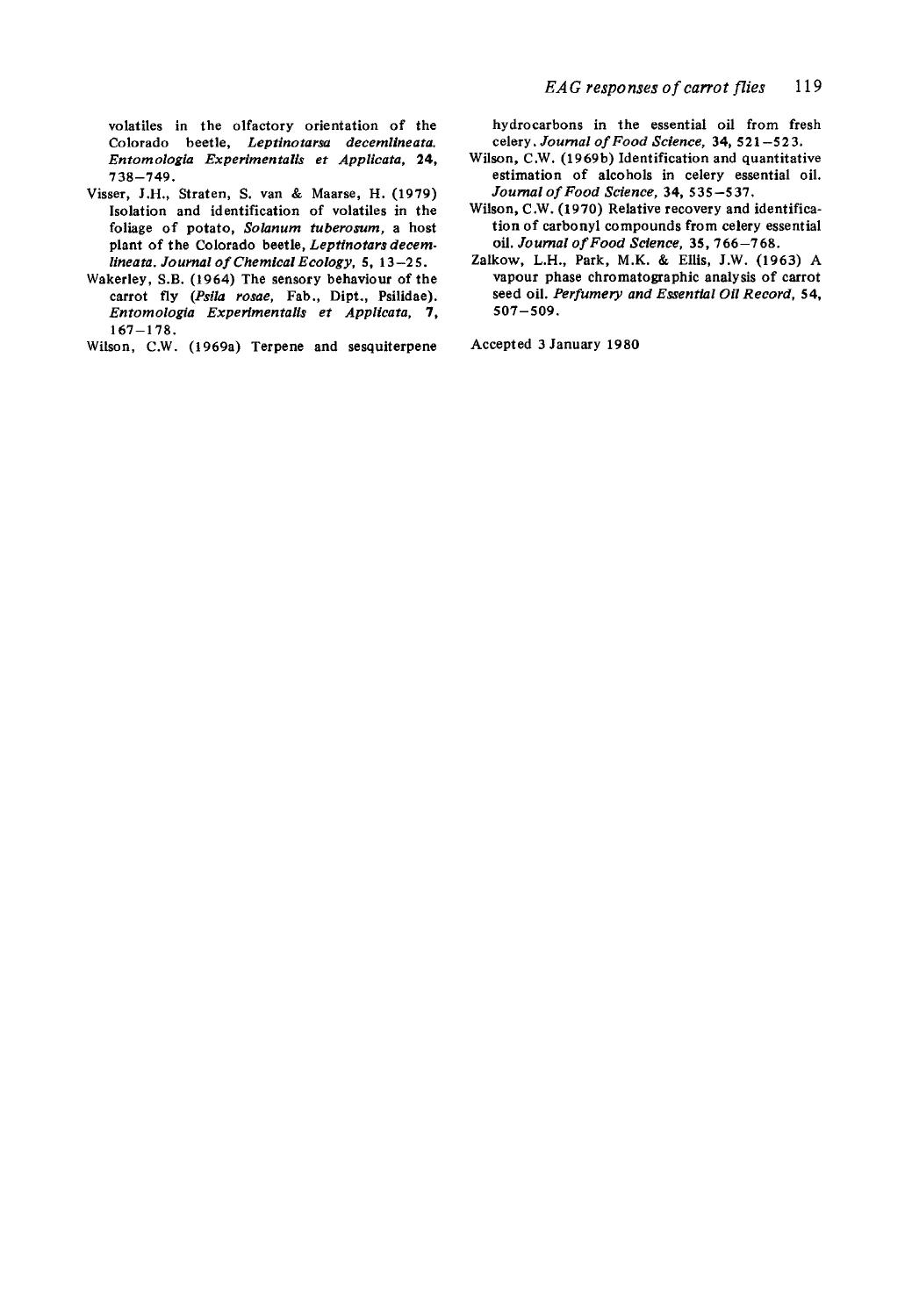volatiles in the olfactory orientation of the Colorado beetle, *Leptinotarsa decemlineata*. *Entomologia Experimentalis et Applicata*, **24**, 738–749.

Visser, J.H., Straten, S. van & Maarse, H. (1979) Isolation and identification of volatiles in the foliage of potato, *Solanum tuberosum*, a host plant of the Colorado beetle, *Leptinotars decemlineata*. *Journal of Chemical Ecology*, **5**, 13–25.

Wakerley, S.B. (1964) The sensory behaviour of the carrot fly (*Psila rosae*, Fab., Dipt., Psilidae). *Entomologia Experimentalis et Applicata*, **7**, 167–178.

Wilson, C.W. (1969a) Terpene and sesquiterpene hydrocarbons in the essential oil from fresh celery. *Journal of Food Science*, **34**, 521–523.

Wilson, C.W. (1969b) Identification and quantitative estimation of alcohols in celery essential oil. *Journal of Food Science*, **34**, 535–537.

Wilson, C.W. (1970) Relative recovery and identification of carbonyl compounds from celery essential oil. *Journal of Food Science*, **35**, 766–768.

Zalkow, L.H., Park, M.K. & Ellis, J.W. (1963) A vapour phase chromatographic analysis of carrot seed oil. *Perfumery and Essential Oil Record*, **54**, 507–509.

Accepted 3 January 1980